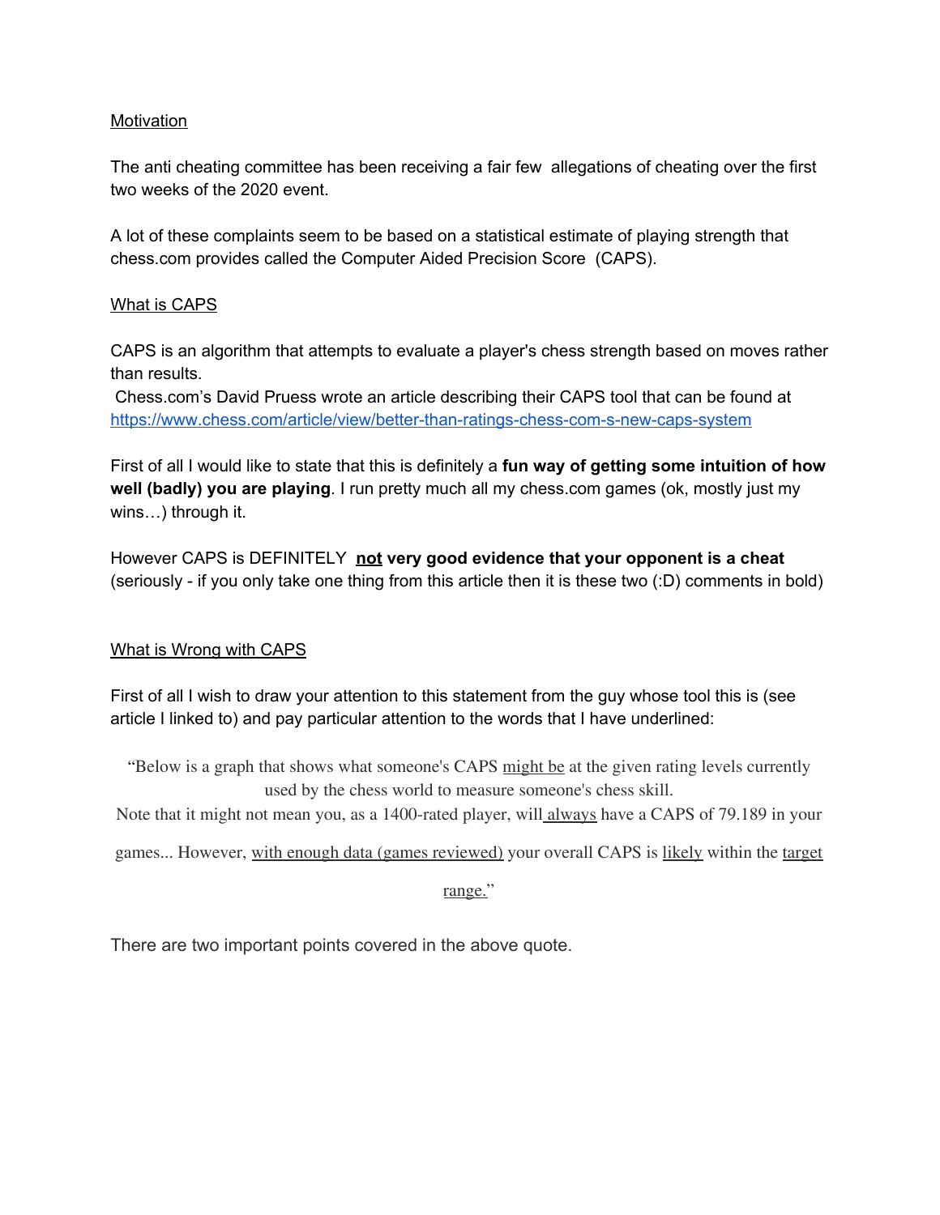## Motivation

The anti cheating committee has been receiving a fair few allegations of cheating over the first two weeks of the 2020 event.

A lot of these complaints seem to be based on a statistical estimate of playing strength that chess.com provides called the Computer Aided Precision Score (CAPS).

## What is CAPS

CAPS is an algorithm that attempts to evaluate a player's chess strength based on moves rather than results.

Chess.com's David Pruess wrote an article describing their CAPS tool that can be found at https://www.chess.com/article/view/better-than-ratings-chess-com-s-new-caps-system

First of all I would like to state that this is definitely a **fun way of getting some intuition of how well (badly) you are playing**. I run pretty much all my chess.com games (ok, mostly just my wins…) through it.

However CAPS is DEFINITELY **not very good evidence that your opponent is a cheat** (seriously - if you only take one thing from this article then it is these two (:D) comments in bold)

## What is Wrong with CAPS

First of all I wish to draw your attention to this statement from the guy whose tool this is (see article I linked to) and pay particular attention to the words that I have underlined:

> "Below is a graph that shows what someone's CAPS might be at the given rating levels currently used by the chess world to measure someone's chess skill.
> Note that it might not mean you, as a 1400-rated player, will always have a CAPS of 79.189 in your games... However, with enough data (games reviewed) your overall CAPS is likely within the target range."

There are two important points covered in the above quote.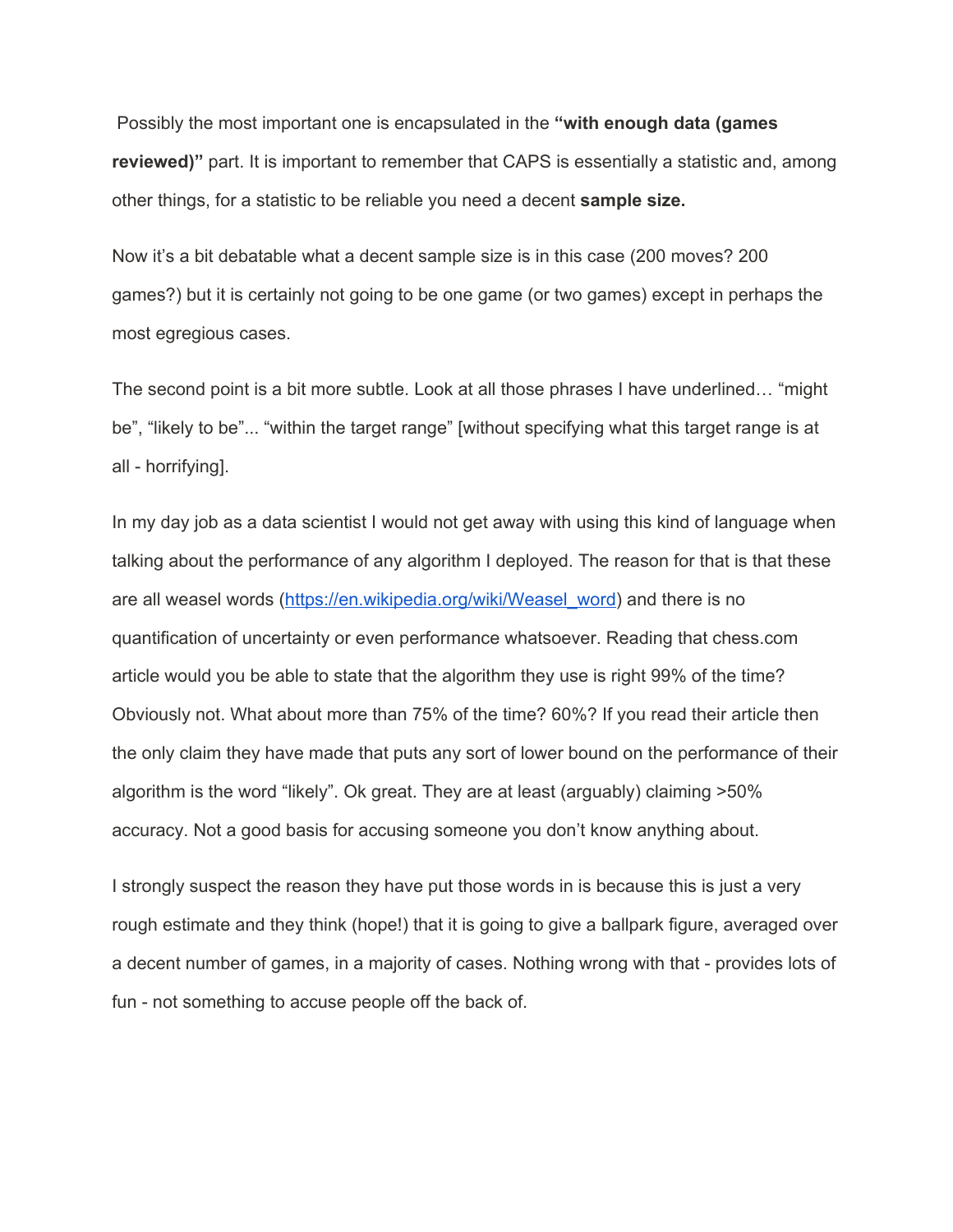Possibly the most important one is encapsulated in the **"with enough data (games reviewed)"** part. It is important to remember that CAPS is essentially a statistic and, among other things, for a statistic to be reliable you need a decent **sample size.**

Now it's a bit debatable what a decent sample size is in this case (200 moves? 200 games?) but it is certainly not going to be one game (or two games) except in perhaps the most egregious cases.

The second point is a bit more subtle. Look at all those phrases I have underlined… "might be", "likely to be"... "within the target range" [without specifying what this target range is at all - horrifying].

In my day job as a data scientist I would not get away with using this kind of language when talking about the performance of any algorithm I deployed. The reason for that is that these are all weasel words (https://en.wikipedia.org/wiki/Weasel_word) and there is no quantification of uncertainty or even performance whatsoever. Reading that chess.com article would you be able to state that the algorithm they use is right 99% of the time? Obviously not. What about more than 75% of the time? 60%? If you read their article then the only claim they have made that puts any sort of lower bound on the performance of their algorithm is the word "likely". Ok great. They are at least (arguably) claiming >50% accuracy. Not a good basis for accusing someone you don't know anything about.

I strongly suspect the reason they have put those words in is because this is just a very rough estimate and they think (hope!) that it is going to give a ballpark figure, averaged over a decent number of games, in a majority of cases. Nothing wrong with that - provides lots of fun - not something to accuse people off the back of.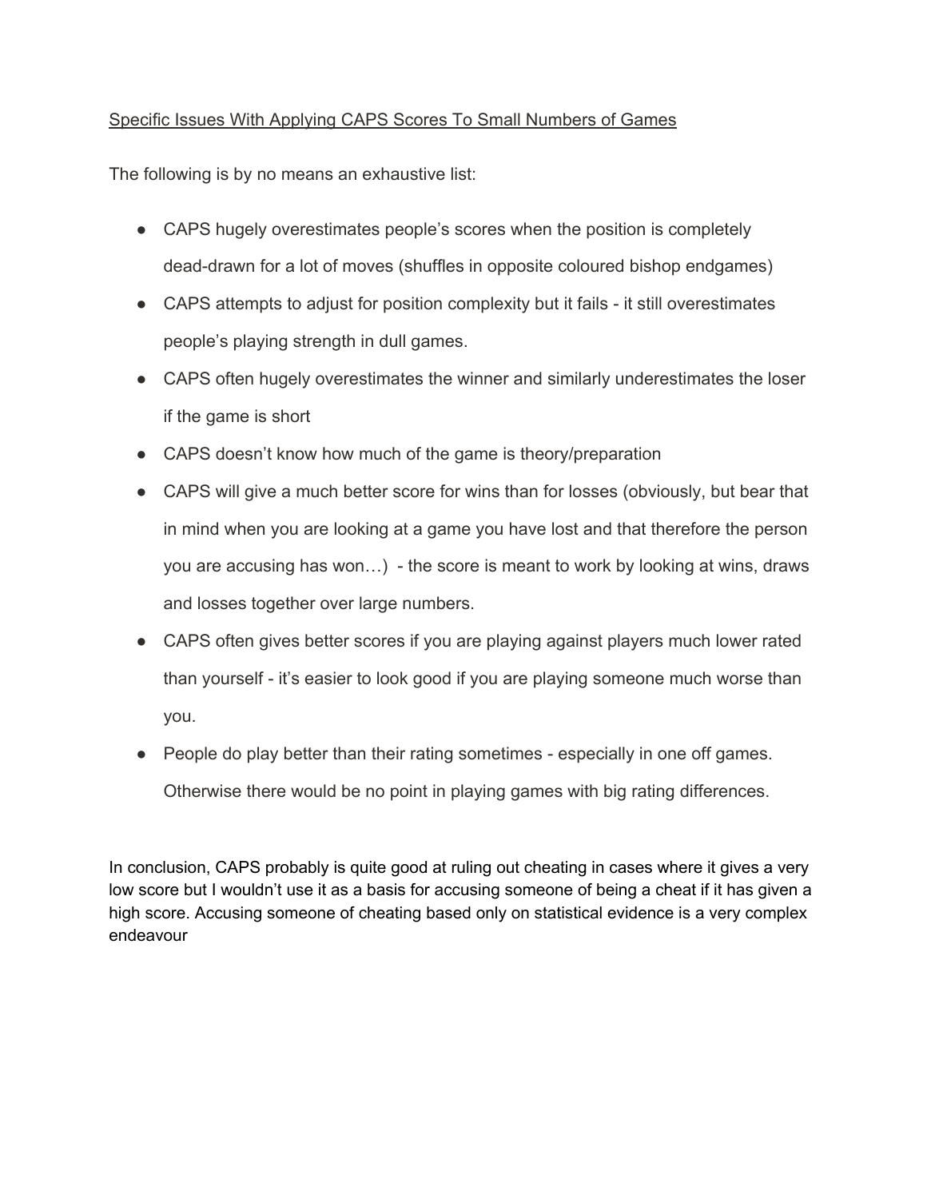<u>Specific Issues With Applying CAPS Scores To Small Numbers of Games</u>

The following is by no means an exhaustive list:

- CAPS hugely overestimates people's scores when the position is completely dead-drawn for a lot of moves (shuffles in opposite coloured bishop endgames)
- CAPS attempts to adjust for position complexity but it fails - it still overestimates people's playing strength in dull games.
- CAPS often hugely overestimates the winner and similarly underestimates the loser if the game is short
- CAPS doesn't know how much of the game is theory/preparation
- CAPS will give a much better score for wins than for losses (obviously, but bear that in mind when you are looking at a game you have lost and that therefore the person you are accusing has won…) - the score is meant to work by looking at wins, draws and losses together over large numbers.
- CAPS often gives better scores if you are playing against players much lower rated than yourself - it's easier to look good if you are playing someone much worse than you.
- People do play better than their rating sometimes - especially in one off games. Otherwise there would be no point in playing games with big rating differences.

In conclusion, CAPS probably is quite good at ruling out cheating in cases where it gives a very low score but I wouldn't use it as a basis for accusing someone of being a cheat if it has given a high score. Accusing someone of cheating based only on statistical evidence is a very complex endeavour